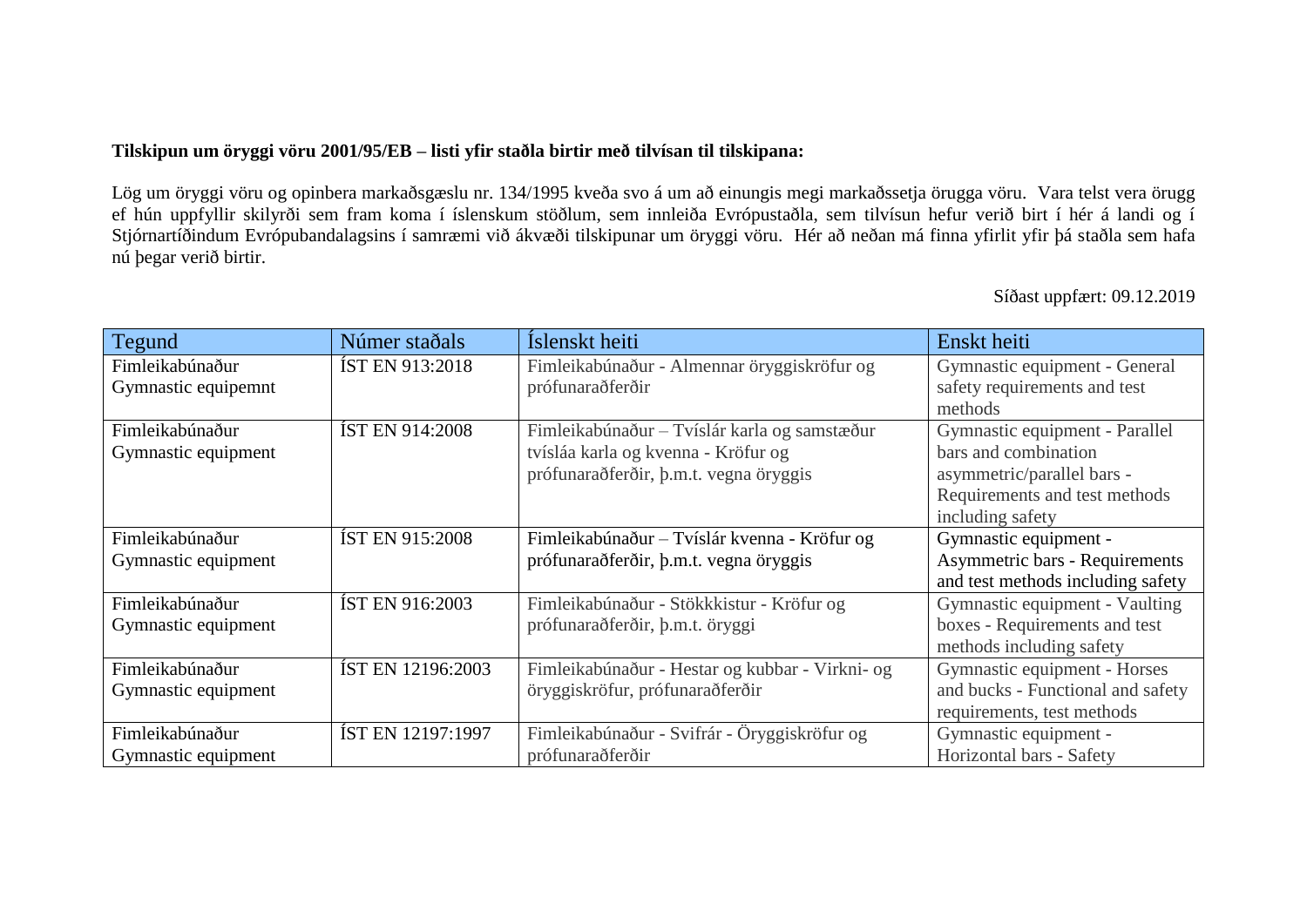**Tilskipun um öryggi vöru 2001/95/EB – listi yfir staðla birtir með tilvísan til tilskipana:**

Lög um öryggi vöru og opinbera markaðsgæslu nr. 134/1995 kveða svo á um að einungis megi markaðssetja örugga vöru. Vara telst vera örugg ef hún uppfyllir skilyrði sem fram koma í íslenskum stöðlum, sem innleiða Evrópustaðla, sem tilvísun hefur verið birt í hér á landi og í Stjórnartíðindum Evrópubandalagsins í samræmi við ákvæði tilskipunar um öryggi vöru. Hér að neðan má finna yfirlit yfir þá staðla sem hafa nú þegar verið birtir.

Síðast uppfært: 09.12.2019

| Tegund | Númer staðals | Íslenskt heiti | Enskt heiti |
|---|---|---|---|
| Fimleikabúnaður Gymnastic equipemnt | ÍST EN 913:2018 | Fimleikabúnaður - Almennar öryggiskröfur og prófunaraðferðir | Gymnastic equipment - General safety requirements and test methods |
| Fimleikabúnaður Gymnastic equipment | ÍST EN 914:2008 | Fimleikabúnaður – Tvíslár karla og samstæður tvísláa karla og kvenna - Kröfur og prófunaraðferðir, þ.m.t. vegna öryggis | Gymnastic equipment - Parallel bars and combination asymmetric/parallel bars - Requirements and test methods including safety |
| Fimleikabúnaður Gymnastic equipment | ÍST EN 915:2008 | Fimleikabúnaður – Tvíslár kvenna - Kröfur og prófunaraðferðir, þ.m.t. vegna öryggis | Gymnastic equipment - Asymmetric bars - Requirements and test methods including safety |
| Fimleikabúnaður Gymnastic equipment | ÍST EN 916:2003 | Fimleikabúnaður - Stökkkistur - Kröfur og prófunaraðferðir, þ.m.t. öryggi | Gymnastic equipment - Vaulting boxes - Requirements and test methods including safety |
| Fimleikabúnaður Gymnastic equipment | ÍST EN 12196:2003 | Fimleikabúnaður - Hestar og kubbar - Virkni- og öryggiskröfur, prófunaraðferðir | Gymnastic equipment - Horses and bucks - Functional and safety requirements, test methods |
| Fimleikabúnaður Gymnastic equipment | ÍST EN 12197:1997 | Fimleikabúnaður - Svifrár - Öryggiskröfur og prófunaraðferðir | Gymnastic equipment - Horizontal bars - Safety |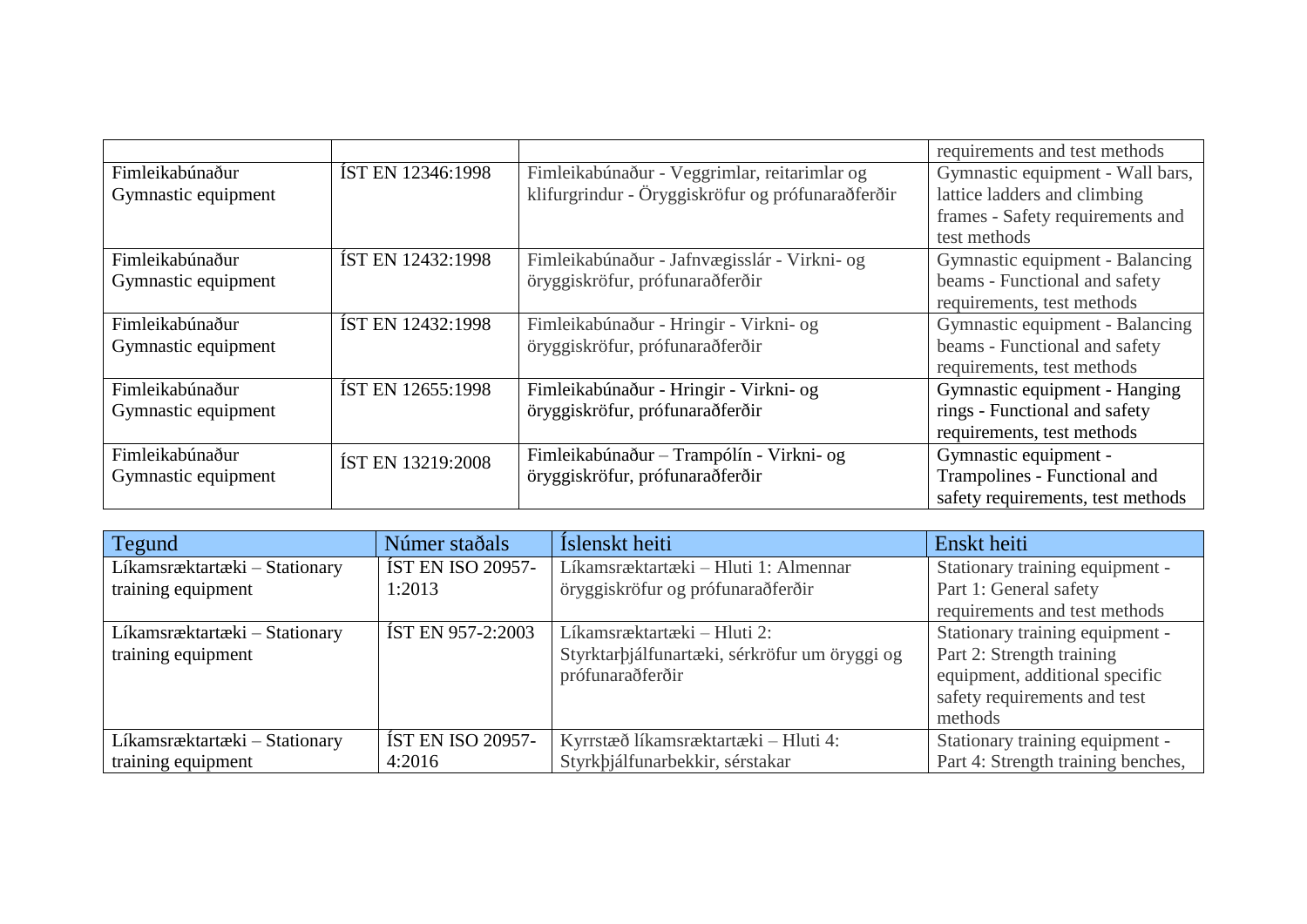| | | | |
|---|---|---|---|
| | | | requirements and test methods |
| Fimleikabúnaður Gymnastic equipment | ÍST EN 12346:1998 | Fimleikabúnaður - Veggrimlar, reitarimlar og klifurgrindur - Öryggiskröfur og prófunaraðferðir | Gymnastic equipment - Wall bars, lattice ladders and climbing frames - Safety requirements and test methods |
| Fimleikabúnaður Gymnastic equipment | ÍST EN 12432:1998 | Fimleikabúnaður - Jafnvægisslár - Virkni- og öryggiskröfur, prófunaraðferðir | Gymnastic equipment - Balancing beams - Functional and safety requirements, test methods |
| Fimleikabúnaður Gymnastic equipment | ÍST EN 12432:1998 | Fimleikabúnaður - Hringir - Virkni- og öryggiskröfur, prófunaraðferðir | Gymnastic equipment - Balancing beams - Functional and safety requirements, test methods |
| Fimleikabúnaður Gymnastic equipment | ÍST EN 12655:1998 | Fimleikabúnaður - Hringir - Virkni- og öryggiskröfur, prófunaraðferðir | Gymnastic equipment - Hanging rings - Functional and safety requirements, test methods |
| Fimleikabúnaður Gymnastic equipment | ÍST EN 13219:2008 | Fimleikabúnaður – Trampólín - Virkni- og öryggiskröfur, prófunaraðferðir | Gymnastic equipment - Trampolines - Functional and safety requirements, test methods |

| Tegund | Númer staðals | Íslenskt heiti | Enskt heiti |
|---|---|---|---|
| Líkamsræktartæki – Stationary training equipment | ÍST EN ISO 20957-1:2013 | Líkamsræktartæki – Hluti 1: Almennar öryggiskröfur og prófunaraðferðir | Stationary training equipment - Part 1: General safety requirements and test methods |
| Líkamsræktartæki – Stationary training equipment | ÍST EN 957-2:2003 | Líkamsræktartæki – Hluti 2: Styrktarþjálfunartæki, sérkröfur um öryggi og prófunaraðferðir | Stationary training equipment - Part 2: Strength training equipment, additional specific safety requirements and test methods |
| Líkamsræktartæki – Stationary training equipment | ÍST EN ISO 20957-4:2016 | Kyrrstæð líkamsræktartæki – Hluti 4: Styrkþjálfunarbekkir, sérstakar | Stationary training equipment - Part 4: Strength training benches, |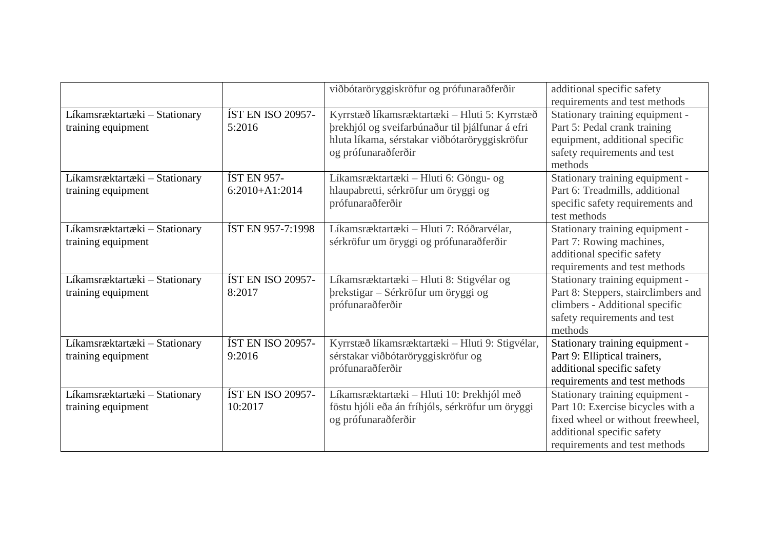| | | viðbótaröryggiskröfur og prófunaraðferðir | additional specific safety requirements and test methods |
|---|---|---|---|
| Líkamsræktartæki – Stationary training equipment | ÍST EN ISO 20957-5:2016 | Kyrrstæð líkamsræktartæki – Hluti 5: Kyrrstæð þrekhjól og sveifarbúnaður til þjálfunar á efri hluta líkama, sérstakar viðbótaröryggiskröfur og prófunaraðferðir | Stationary training equipment - Part 5: Pedal crank training equipment, additional specific safety requirements and test methods |
| Líkamsræktartæki – Stationary training equipment | ÍST EN 957-6:2010+A1:2014 | Líkamsræktartæki – Hluti 6: Göngu- og hlaupabretti, sérkröfur um öryggi og prófunaraðferðir | Stationary training equipment - Part 6: Treadmills, additional specific safety requirements and test methods |
| Líkamsræktartæki – Stationary training equipment | ÍST EN 957-7:1998 | Líkamsræktartæki – Hluti 7: Róðrarvélar, sérkröfur um öryggi og prófunaraðferðir | Stationary training equipment - Part 7: Rowing machines, additional specific safety requirements and test methods |
| Líkamsræktartæki – Stationary training equipment | ÍST EN ISO 20957-8:2017 | Líkamsræktartæki – Hluti 8: Stigvélar og þrekstigar – Sérkröfur um öryggi og prófunaraðferðir | Stationary training equipment - Part 8: Steppers, stairclimbers and climbers - Additional specific safety requirements and test methods |
| Líkamsræktartæki – Stationary training equipment | ÍST EN ISO 20957-9:2016 | Kyrrstæð líkamsræktartæki – Hluti 9: Stigvélar, sérstakar viðbótaröryggiskröfur og prófunaraðferðir | Stationary training equipment - Part 9: Elliptical trainers, additional specific safety requirements and test methods |
| Líkamsræktartæki – Stationary training equipment | ÍST EN ISO 20957-10:2017 | Líkamsræktartæki – Hluti 10: Þrekhjól með föstu hjóli eða án fríhjóls, sérkröfur um öryggi og prófunaraðferðir | Stationary training equipment - Part 10: Exercise bicycles with a fixed wheel or without freewheel, additional specific safety requirements and test methods |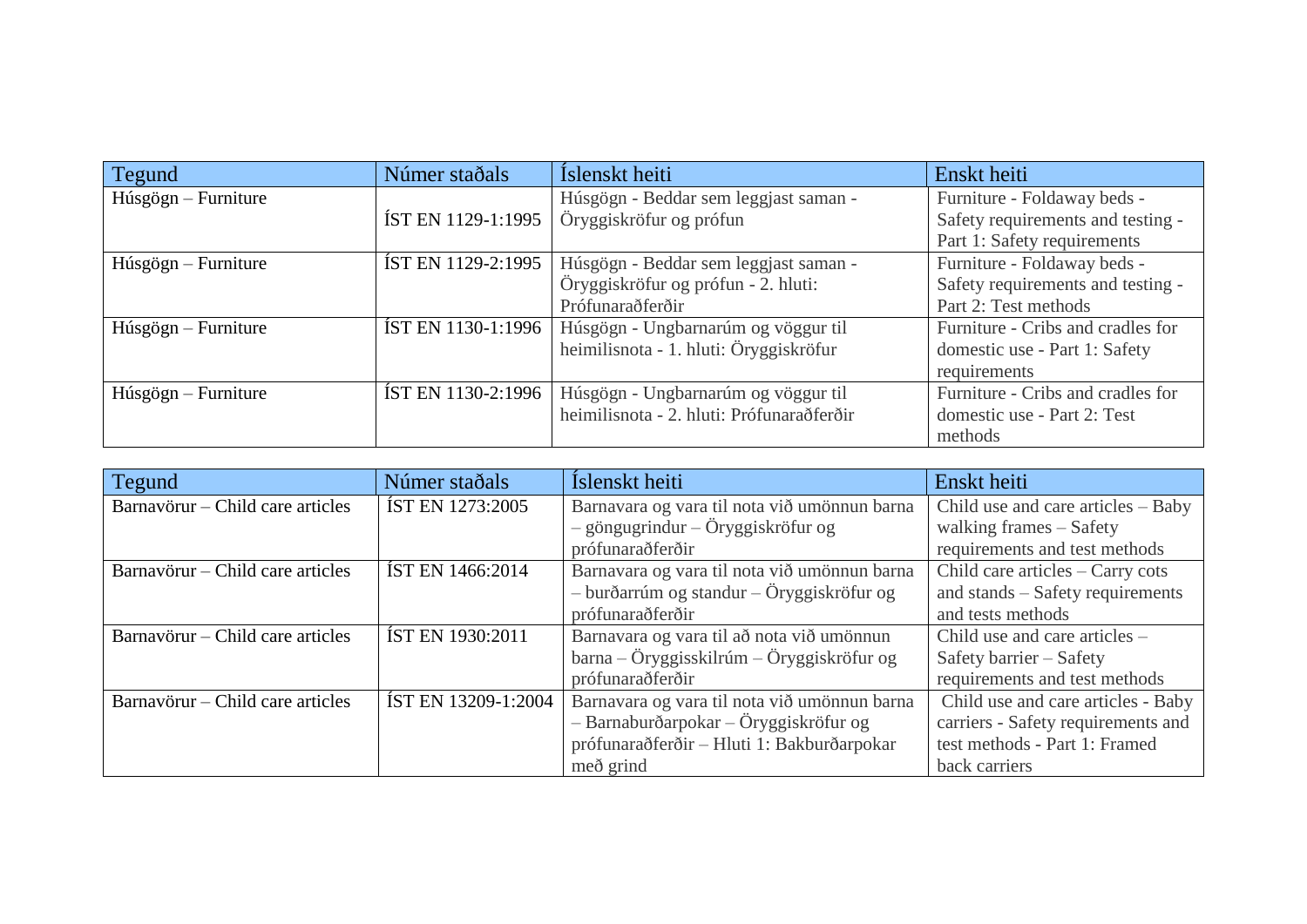| Tegund | Númer staðals | Íslenskt heiti | Enskt heiti |
|---|---|---|---|
| Húsgögn – Furniture | ÍST EN 1129-1:1995 | Húsgögn - Beddar sem leggjast saman - Öryggiskröfur og prófun | Furniture - Foldaway beds - Safety requirements and testing - Part 1: Safety requirements |
| Húsgögn – Furniture | ÍST EN 1129-2:1995 | Húsgögn - Beddar sem leggjast saman - Öryggiskröfur og prófun - 2. hluti: Prófunaraðferðir | Furniture - Foldaway beds - Safety requirements and testing - Part 2: Test methods |
| Húsgögn – Furniture | ÍST EN 1130-1:1996 | Húsgögn - Ungbarnarúm og vöggur til heimilisnota - 1. hluti: Öryggiskröfur | Furniture - Cribs and cradles for domestic use - Part 1: Safety requirements |
| Húsgögn – Furniture | ÍST EN 1130-2:1996 | Húsgögn - Ungbarnarúm og vöggur til heimilisnota - 2. hluti: Prófunaraðferðir | Furniture - Cribs and cradles for domestic use - Part 2: Test methods |

| Tegund | Númer staðals | Íslenskt heiti | Enskt heiti |
|---|---|---|---|
| Barnavörur – Child care articles | ÍST EN 1273:2005 | Barnavara og vara til nota við umönnun barna – göngugrindur – Öryggiskröfur og prófunaraðferðir | Child use and care articles – Baby walking frames – Safety requirements and test methods |
| Barnavörur – Child care articles | ÍST EN 1466:2014 | Barnavara og vara til nota við umönnun barna – burðarrúm og standur – Öryggiskröfur og prófunaraðferðir | Child care articles – Carry cots and stands – Safety requirements and tests methods |
| Barnavörur – Child care articles | ÍST EN 1930:2011 | Barnavara og vara til að nota við umönnun barna – Öryggisskilrúm – Öryggiskröfur og prófunaraðferðir | Child use and care articles – Safety barrier – Safety requirements and test methods |
| Barnavörur – Child care articles | ÍST EN 13209-1:2004 | Barnavara og vara til nota við umönnun barna – Barnaburðarpokar – Öryggiskröfur og prófunaraðferðir – Hluti 1: Bakburðarpokar með grind | Child use and care articles - Baby carriers - Safety requirements and test methods - Part 1: Framed back carriers |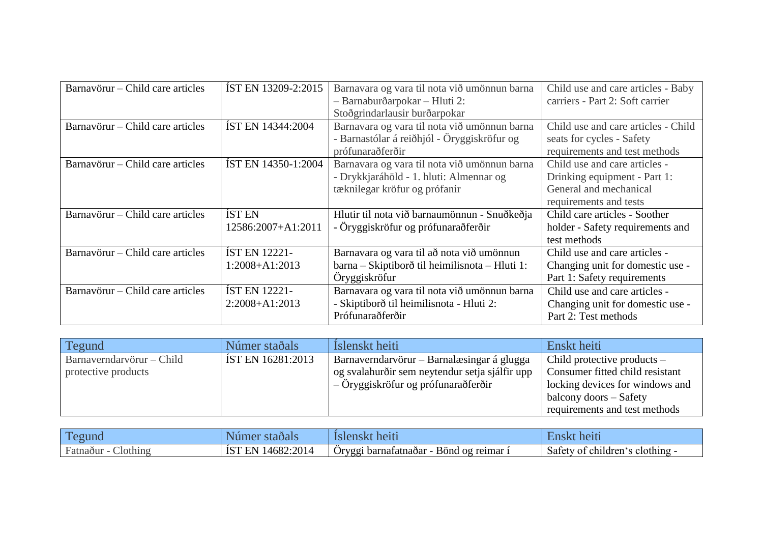| | | | |
|---|---|---|---|
| Barnavörur – Child care articles | ÍST EN 13209-2:2015 | Barnavara og vara til nota við umönnun barna – Barnaburðarpokar – Hluti 2: Stoðgrindarlausir burðarpokar | Child use and care articles - Baby carriers - Part 2: Soft carrier |
| Barnavörur – Child care articles | ÍST EN 14344:2004 | Barnavara og vara til nota við umönnun barna - Barnastólar á reiðhjól - Öryggiskröfur og prófunaraðferðir | Child use and care articles - Child seats for cycles - Safety requirements and test methods |
| Barnavörur – Child care articles | ÍST EN 14350-1:2004 | Barnavara og vara til nota við umönnun barna - Drykkjaráhöld - 1. hluti: Almennar og tæknilegar kröfur og prófanir | Child use and care articles - Drinking equipment - Part 1: General and mechanical requirements and tests |
| Barnavörur – Child care articles | ÍST EN 12586:2007+A1:2011 | Hlutir til nota við barnaumönnun - Snuðkeðja - Öryggiskröfur og prófunaraðferðir | Child care articles - Soother holder - Safety requirements and test methods |
| Barnavörur – Child care articles | ÍST EN 12221-1:2008+A1:2013 | Barnavara og vara til að nota við umönnun barna – Skiptiborð til heimilisnota – Hluti 1: Öryggiskröfur | Child use and care articles - Changing unit for domestic use - Part 1: Safety requirements |
| Barnavörur – Child care articles | ÍST EN 12221-2:2008+A1:2013 | Barnavara og vara til nota við umönnun barna - Skiptiborð til heimilisnota - Hluti 2: Prófunaraðferðir | Child use and care articles - Changing unit for domestic use - Part 2: Test methods |

| Tegund | Númer staðals | Íslenskt heiti | Enskt heiti |
|---|---|---|---|
| Barnaverndarvörur – Child protective products | ÍST EN 16281:2013 | Barnaverndarvörur – Barnalæsingar á glugga og svalahurðir sem neytendur setja sjálfir upp – Öryggiskröfur og prófunaraðferðir | Child protective products – Consumer fitted child resistant locking devices for windows and balcony doors – Safety requirements and test methods |

| Tegund | Númer staðals | Íslenskt heiti | Enskt heiti |
|---|---|---|---|
| Fatnaður - Clothing | ÍST EN 14682:2014 | Öryggi barnafatnaðar - Bönd og reimar í | Safety of children's clothing - |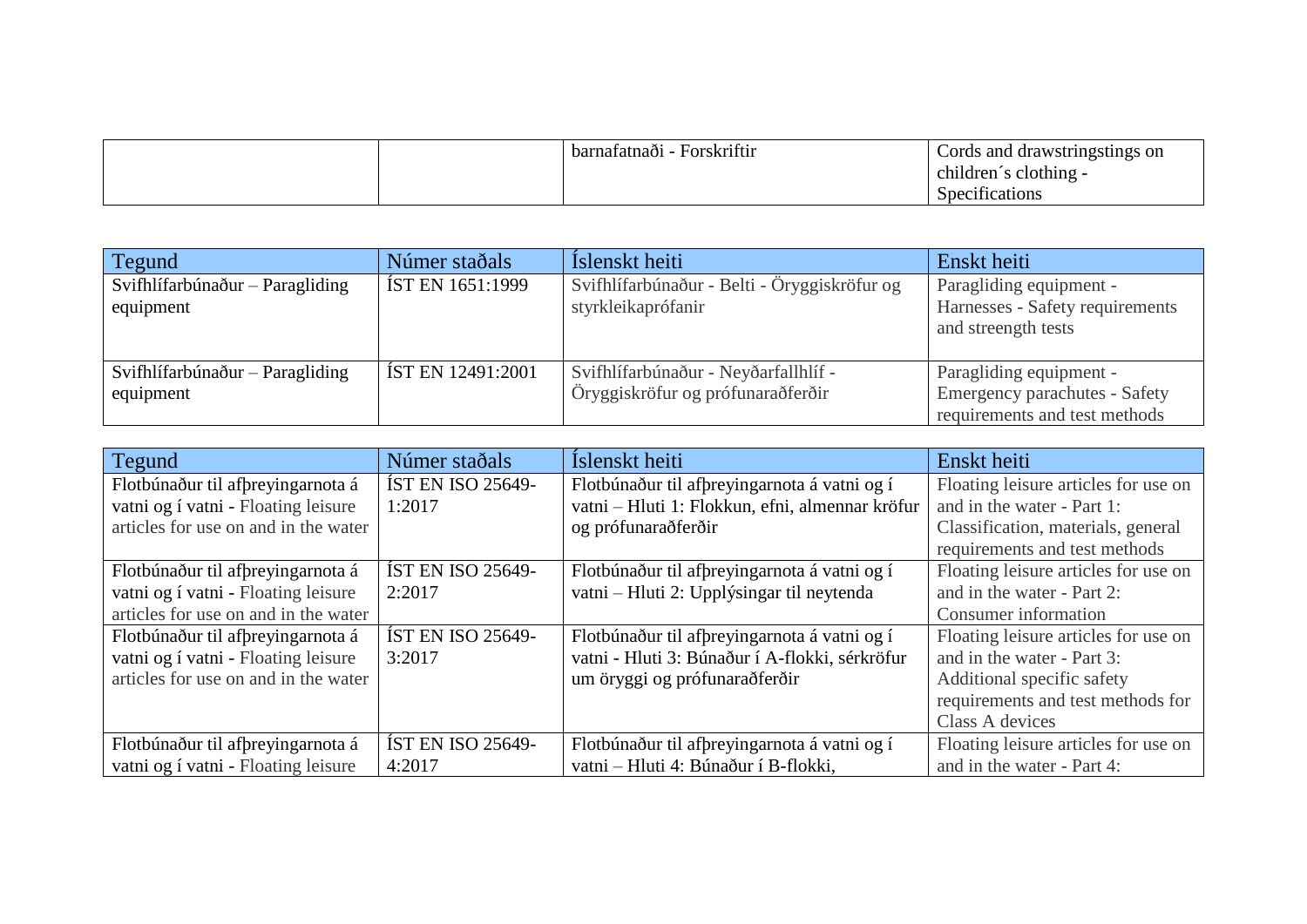| | | barnafatnaði - Forskriftir | Cords and drawstringstings on children´s clothing - Specifications |
|---|---|---|---|

| Tegund | Númer staðals | Íslenskt heiti | Enskt heiti |
|---|---|---|---|
| Svifhlífarbúnaður – Paragliding equipment | ÍST EN 1651:1999 | Svifhlífarbúnaður - Belti - Öryggiskröfur og styrkleikaprófanir | Paragliding equipment - Harnesses - Safety requirements and streength tests |
| Svifhlífarbúnaður – Paragliding equipment | ÍST EN 12491:2001 | Svifhlífarbúnaður - Neyðarfallhlíf - Öryggiskröfur og prófunaraðferðir | Paragliding equipment - Emergency parachutes - Safety requirements and test methods |

| Tegund | Númer staðals | Íslenskt heiti | Enskt heiti |
|---|---|---|---|
| Flotbúnaður til afþreyingarnota á vatni og í vatni - Floating leisure articles for use on and in the water | ÍST EN ISO 25649-1:2017 | Flotbúnaður til afþreyingarnota á vatni og í vatni – Hluti 1: Flokkun, efni, almennar kröfur og prófunaraðferðir | Floating leisure articles for use on and in the water - Part 1: Classification, materials, general requirements and test methods |
| Flotbúnaður til afþreyingarnota á vatni og í vatni - Floating leisure articles for use on and in the water | ÍST EN ISO 25649-2:2017 | Flotbúnaður til afþreyingarnota á vatni og í vatni – Hluti 2: Upplýsingar til neytenda | Floating leisure articles for use on and in the water - Part 2: Consumer information |
| Flotbúnaður til afþreyingarnota á vatni og í vatni - Floating leisure articles for use on and in the water | ÍST EN ISO 25649-3:2017 | Flotbúnaður til afþreyingarnota á vatni og í vatni - Hluti 3: Búnaður í A-flokki, sérkröfur um öryggi og prófunaraðferðir | Floating leisure articles for use on and in the water - Part 3: Additional specific safety requirements and test methods for Class A devices |
| Flotbúnaður til afþreyingarnota á vatni og í vatni - Floating leisure | ÍST EN ISO 25649-4:2017 | Flotbúnaður til afþreyingarnota á vatni og í vatni – Hluti 4: Búnaður í B-flokki, | Floating leisure articles for use on and in the water - Part 4: |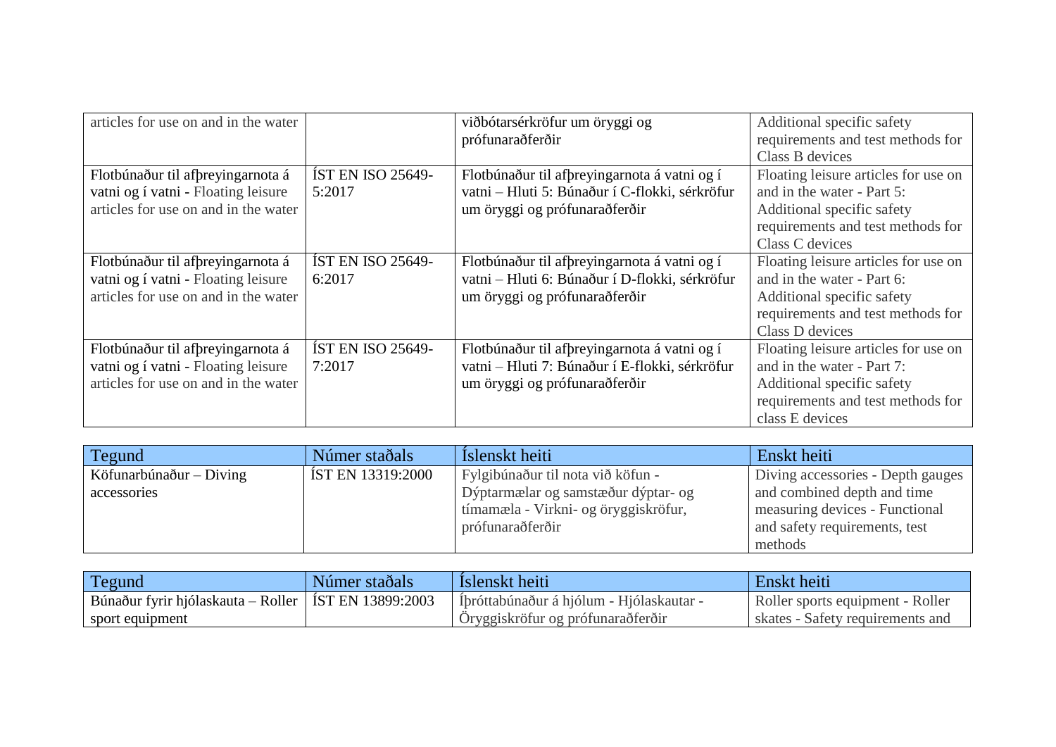| | | | |
|---|---|---|---|
| articles for use on and in the water | | viðbótarsérkröfur um öryggi og prófunaraðferðir | Additional specific safety requirements and test methods for Class B devices |
| Flotbúnaður til afþreyingarnota á vatni og í vatni - Floating leisure articles for use on and in the water | ÍST EN ISO 25649-5:2017 | Flotbúnaður til afþreyingarnota á vatni og í vatni – Hluti 5: Búnaður í C-flokki, sérkröfur um öryggi og prófunaraðferðir | Floating leisure articles for use on and in the water - Part 5: Additional specific safety requirements and test methods for Class C devices |
| Flotbúnaður til afþreyingarnota á vatni og í vatni - Floating leisure articles for use on and in the water | ÍST EN ISO 25649-6:2017 | Flotbúnaður til afþreyingarnota á vatni og í vatni – Hluti 6: Búnaður í D-flokki, sérkröfur um öryggi og prófunaraðferðir | Floating leisure articles for use on and in the water - Part 6: Additional specific safety requirements and test methods for Class D devices |
| Flotbúnaður til afþreyingarnota á vatni og í vatni - Floating leisure articles for use on and in the water | ÍST EN ISO 25649-7:2017 | Flotbúnaður til afþreyingarnota á vatni og í vatni – Hluti 7: Búnaður í E-flokki, sérkröfur um öryggi og prófunaraðferðir | Floating leisure articles for use on and in the water - Part 7: Additional specific safety requirements and test methods for class E devices |

| Tegund | Númer staðals | Íslenskt heiti | Enskt heiti |
|---|---|---|---|
| Köfunarbúnaður – Diving accessories | ÍST EN 13319:2000 | Fylgibúnaður til nota við köfun - Dýptarmælar og samstæður dýptar- og tímamæla - Virkni- og öryggiskröfur, prófunaraðferðir | Diving accessories - Depth gauges and combined depth and time measuring devices - Functional and safety requirements, test methods |

| Tegund | Númer staðals | Íslenskt heiti | Enskt heiti |
|---|---|---|---|
| Búnaður fyrir hjólaskauta – Roller sport equipment | ÍST EN 13899:2003 | Íþróttabúnaður á hjólum - Hjólaskautar - Öryggiskröfur og prófunaraðferðir | Roller sports equipment - Roller skates - Safety requirements and |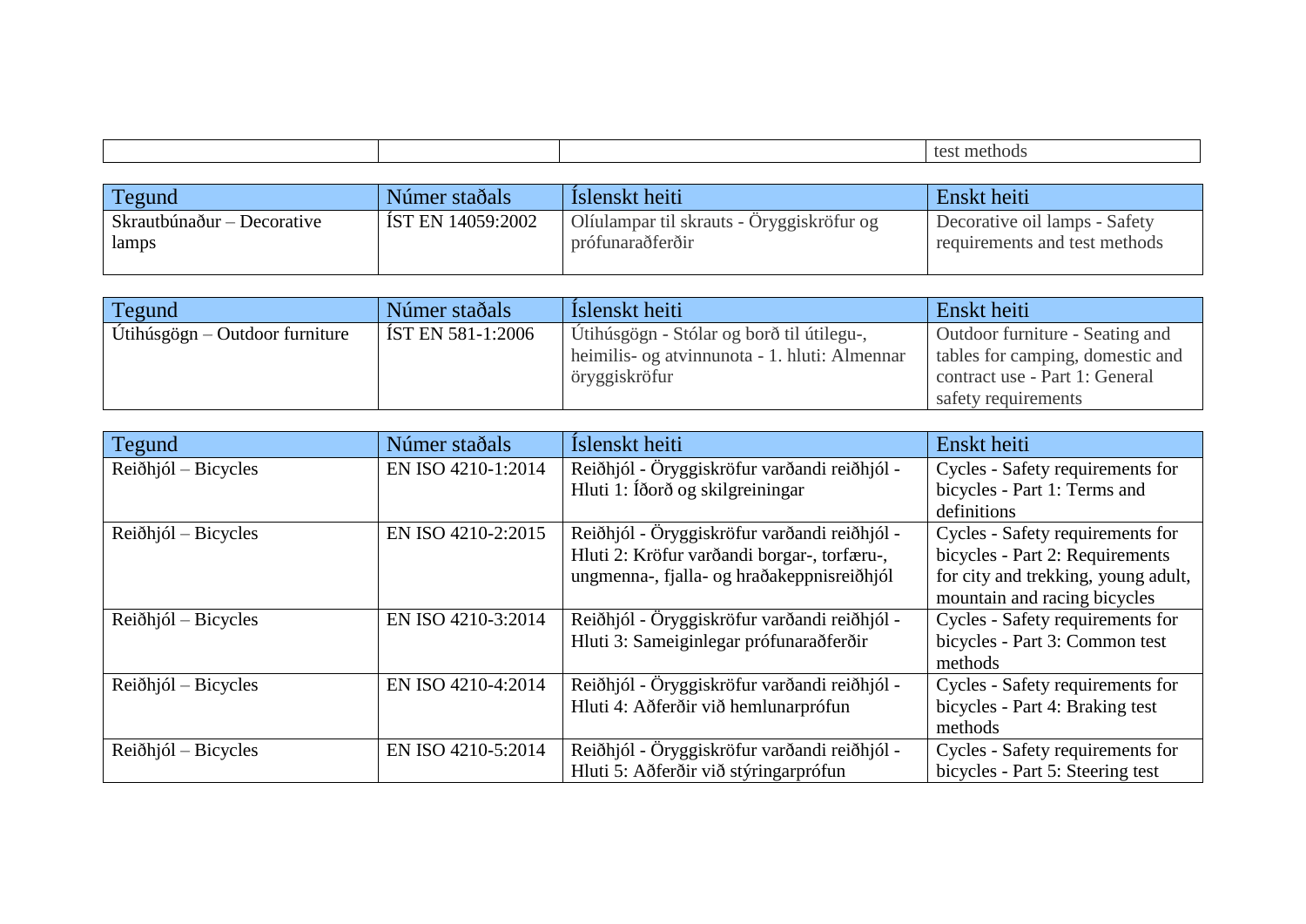| | | | test methods |
|---|---|---|---|

| Tegund | Númer staðals | Íslenskt heiti | Enskt heiti |
|---|---|---|---|
| Skrautbúnaður – Decorative lamps | ÍST EN 14059:2002 | Olíulampar til skrauts - Öryggiskröfur og prófunaraðferðir | Decorative oil lamps - Safety requirements and test methods |

| Tegund | Númer staðals | Íslenskt heiti | Enskt heiti |
|---|---|---|---|
| Útihúsgögn – Outdoor furniture | ÍST EN 581-1:2006 | Útihúsgögn - Stólar og borð til útilegu-, heimilis- og atvinnunota - 1. hluti: Almennar öryggiskröfur | Outdoor furniture - Seating and tables for camping, domestic and contract use - Part 1: General safety requirements |

| Tegund | Númer staðals | Íslenskt heiti | Enskt heiti |
|---|---|---|---|
| Reiðhjól – Bicycles | EN ISO 4210-1:2014 | Reiðhjól - Öryggiskröfur varðandi reiðhjól - Hluti 1: Íðorð og skilgreiningar | Cycles - Safety requirements for bicycles - Part 1: Terms and definitions |
| Reiðhjól – Bicycles | EN ISO 4210-2:2015 | Reiðhjól - Öryggiskröfur varðandi reiðhjól - Hluti 2: Kröfur varðandi borgar-, torfæru-, ungmenna-, fjalla- og hraðakeppnisreiðhjól | Cycles - Safety requirements for bicycles - Part 2: Requirements for city and trekking, young adult, mountain and racing bicycles |
| Reiðhjól – Bicycles | EN ISO 4210-3:2014 | Reiðhjól - Öryggiskröfur varðandi reiðhjól - Hluti 3: Sameiginlegar prófunaraðferðir | Cycles - Safety requirements for bicycles - Part 3: Common test methods |
| Reiðhjól – Bicycles | EN ISO 4210-4:2014 | Reiðhjól - Öryggiskröfur varðandi reiðhjól - Hluti 4: Aðferðir við hemlunarprófun | Cycles - Safety requirements for bicycles - Part 4: Braking test methods |
| Reiðhjól – Bicycles | EN ISO 4210-5:2014 | Reiðhjól - Öryggiskröfur varðandi reiðhjól - Hluti 5: Aðferðir við stýringarprófun | Cycles - Safety requirements for bicycles - Part 5: Steering test |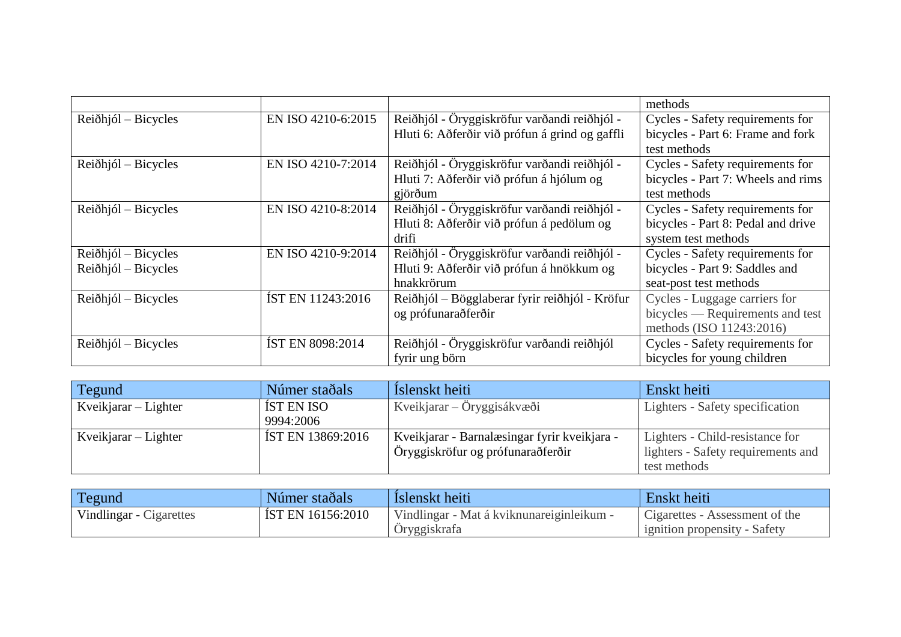| | | | methods |
|---|---|---|---|
| Reiðhjól – Bicycles | EN ISO 4210-6:2015 | Reiðhjól - Öryggiskröfur varðandi reiðhjól - Hluti 6: Aðferðir við prófun á grind og gaffli | Cycles - Safety requirements for bicycles - Part 6: Frame and fork test methods |
| Reiðhjól – Bicycles | EN ISO 4210-7:2014 | Reiðhjól - Öryggiskröfur varðandi reiðhjól - Hluti 7: Aðferðir við prófun á hjólum og gjörðum | Cycles - Safety requirements for bicycles - Part 7: Wheels and rims test methods |
| Reiðhjól – Bicycles | EN ISO 4210-8:2014 | Reiðhjól - Öryggiskröfur varðandi reiðhjól - Hluti 8: Aðferðir við prófun á pedölum og drifi | Cycles - Safety requirements for bicycles - Part 8: Pedal and drive system test methods |
| Reiðhjól – Bicycles Reiðhjól – Bicycles | EN ISO 4210-9:2014 | Reiðhjól - Öryggiskröfur varðandi reiðhjól - Hluti 9: Aðferðir við prófun á hnökkum og hnakkrörum | Cycles - Safety requirements for bicycles - Part 9: Saddles and seat-post test methods |
| Reiðhjól – Bicycles | ÍST EN 11243:2016 | Reiðhjól – Bögglaberar fyrir reiðhjól - Kröfur og prófunaraðferðir | Cycles - Luggage carriers for bicycles — Requirements and test methods (ISO 11243:2016) |
| Reiðhjól – Bicycles | ÍST EN 8098:2014 | Reiðhjól - Öryggiskröfur varðandi reiðhjól fyrir ung börn | Cycles - Safety requirements for bicycles for young children |

| Tegund | Númer staðals | Íslenskt heiti | Enskt heiti |
|---|---|---|---|
| Kveikjarar – Lighter | ÍST EN ISO 9994:2006 | Kveikjarar – Öryggisákvæði | Lighters - Safety specification |
| Kveikjarar – Lighter | ÍST EN 13869:2016 | Kveikjarar - Barnalæsingar fyrir kveikjara - Öryggiskröfur og prófunaraðferðir | Lighters - Child-resistance for lighters - Safety requirements and test methods |

| Tegund | Númer staðals | Íslenskt heiti | Enskt heiti |
|---|---|---|---|
| Vindlingar - Cigarettes | ÍST EN 16156:2010 | Vindlingar - Mat á kviknunareiginleikum - Öryggiskrafa | Cigarettes - Assessment of the ignition propensity - Safety |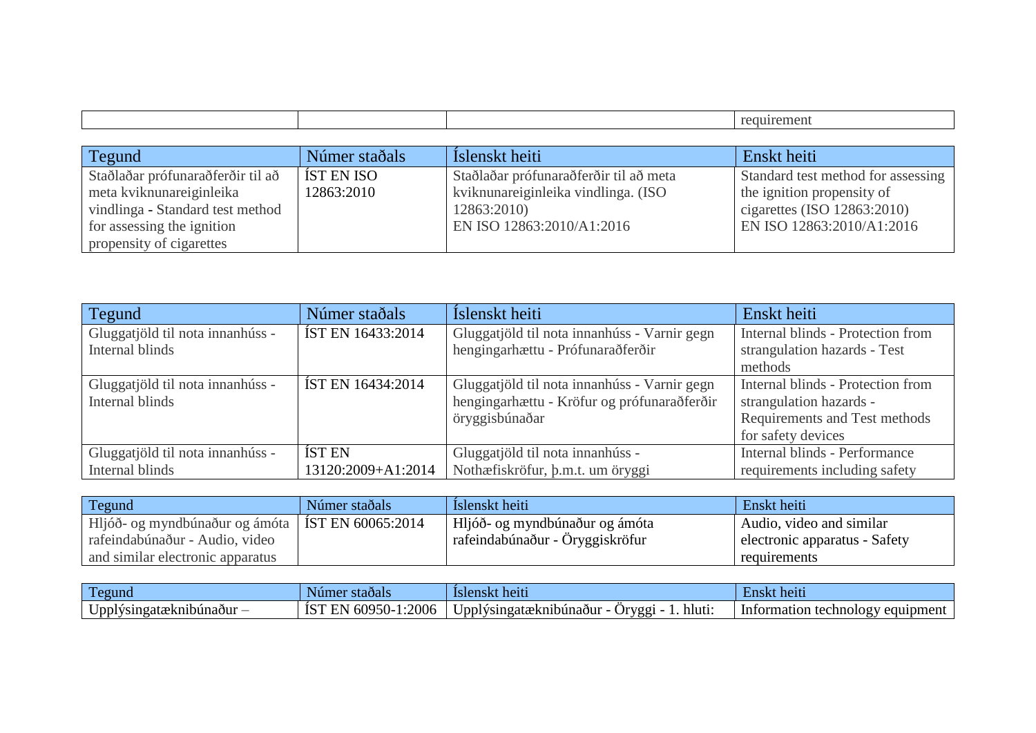| | | | requirement |
|---|---|---|---|

| Tegund | Númer staðals | Íslenskt heiti | Enskt heiti |
|---|---|---|---|
| Staðlaðar prófunaraðferðir til að meta kviknunareiginleika vindlinga - Standard test method for assessing the ignition propensity of cigarettes | ÍST EN ISO 12863:2010 | Staðlaðar prófunaraðferðir til að meta kviknunareiginleika vindlinga. (ISO 12863:2010) EN ISO 12863:2010/A1:2016 | Standard test method for assessing the ignition propensity of cigarettes (ISO 12863:2010) EN ISO 12863:2010/A1:2016 |

| Tegund | Númer staðals | Íslenskt heiti | Enskt heiti |
|---|---|---|---|
| Gluggatjöld til nota innanhúss - Internal blinds | ÍST EN 16433:2014 | Gluggatjöld til nota innanhúss - Varnir gegn hengingarhættu - Prófunaraðferðir | Internal blinds - Protection from strangulation hazards - Test methods |
| Gluggatjöld til nota innanhúss - Internal blinds | ÍST EN 16434:2014 | Gluggatjöld til nota innanhúss - Varnir gegn hengingarhættu - Kröfur og prófunaraðferðir öryggisbúnaðar | Internal blinds - Protection from strangulation hazards - Requirements and Test methods for safety devices |
| Gluggatjöld til nota innanhúss - Internal blinds | ÍST EN 13120:2009+A1:2014 | Gluggatjöld til nota innanhúss - Nothæfiskröfur, þ.m.t. um öryggi | Internal blinds - Performance requirements including safety |

| Tegund | Númer staðals | Íslenskt heiti | Enskt heiti |
|---|---|---|---|
| Hljóð- og myndbúnaður og ámóta rafeindabúnaður - Audio, video and similar electronic apparatus | ÍST EN 60065:2014 | Hljóð- og myndbúnaður og ámóta rafeindabúnaður - Öryggiskröfur | Audio, video and similar electronic apparatus - Safety requirements |

| Tegund | Númer staðals | Íslenskt heiti | Enskt heiti |
|---|---|---|---|
| Upplýsingatæknibúnaður – | ÍST EN 60950-1:2006 | Upplýsingatæknibúnaður - Öryggi - 1. hluti: | Information technology equipment |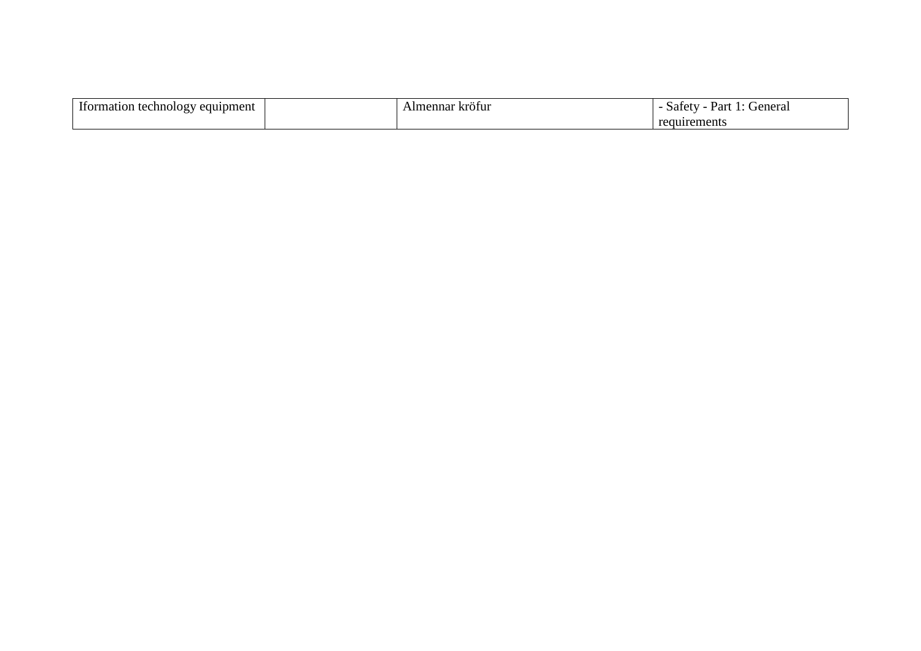| | | | |
|---|---|---|---|
| Iformation technology equipment | | Almennar kröfur | - Safety - Part 1: General requirements |